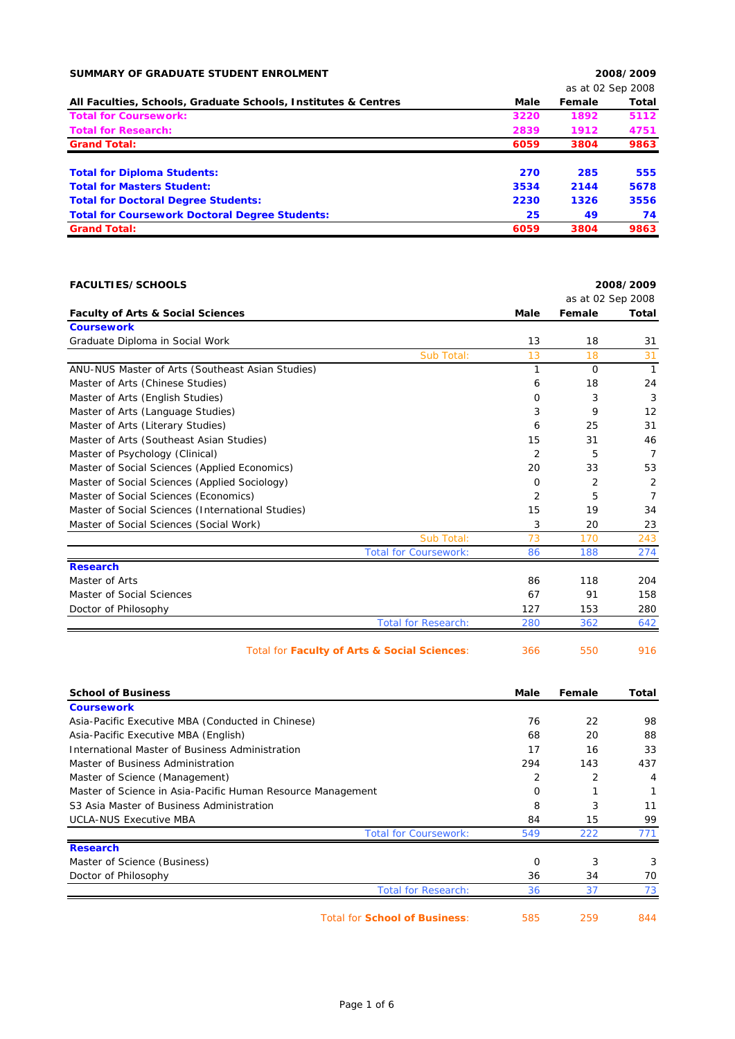## SUMMARY OF GRADUATE STUDENT ENROLMENT

**2008/2009**

as at 02 Sep 2008

| All Faculties, Schools, Graduate Schools, Institutes & Centres | Male | Female | Total |
|---|---|---|---|
| **Total for Coursework:** | **3220** | **1892** | **5112** |
| **Total for Research:** | **2839** | **1912** | **4751** |
| **Grand Total:** | **6059** | **3804** | **9863** |
| | | | |
| **Total for Diploma Students:** | **270** | **285** | **555** |
| **Total for Masters Student:** | **3534** | **2144** | **5678** |
| **Total for Doctoral Degree Students:** | **2230** | **1326** | **3556** |
| **Total for Coursework Doctoral Degree Students:** | **25** | **49** | **74** |
| **Grand Total:** | **6059** | **3804** | **9863** |

## FACULTIES/SCHOOLS

**2008/2009**

as at 02 Sep 2008

| Faculty of Arts & Social Sciences | Male | Female | Total |
|---|---|---|---|
| **Coursework** | | | |
| Graduate Diploma in Social Work | 13 | 18 | 31 |
| Sub Total: | 13 | 18 | 31 |
| ANU-NUS Master of Arts (Southeast Asian Studies) | 1 | 0 | 1 |
| Master of Arts (Chinese Studies) | 6 | 18 | 24 |
| Master of Arts (English Studies) | 0 | 3 | 3 |
| Master of Arts (Language Studies) | 3 | 9 | 12 |
| Master of Arts (Literary Studies) | 6 | 25 | 31 |
| Master of Arts (Southeast Asian Studies) | 15 | 31 | 46 |
| Master of Psychology (Clinical) | 2 | 5 | 7 |
| Master of Social Sciences (Applied Economics) | 20 | 33 | 53 |
| Master of Social Sciences (Applied Sociology) | 0 | 2 | 2 |
| Master of Social Sciences (Economics) | 2 | 5 | 7 |
| Master of Social Sciences (International Studies) | 15 | 19 | 34 |
| Master of Social Sciences (Social Work) | 3 | 20 | 23 |
| Sub Total: | 73 | 170 | 243 |
| Total for Coursework: | 86 | 188 | 274 |
| **Research** | | | |
| Master of Arts | 86 | 118 | 204 |
| Master of Social Sciences | 67 | 91 | 158 |
| Doctor of Philosophy | 127 | 153 | 280 |
| Total for Research: | 280 | 362 | 642 |
| | | | |
| Total for **Faculty of Arts & Social Sciences**: | 366 | 550 | 916 |

| School of Business | Male | Female | Total |
|---|---|---|---|
| **Coursework** | | | |
| Asia-Pacific Executive MBA (Conducted in Chinese) | 76 | 22 | 98 |
| Asia-Pacific Executive MBA (English) | 68 | 20 | 88 |
| International Master of Business Administration | 17 | 16 | 33 |
| Master of Business Administration | 294 | 143 | 437 |
| Master of Science (Management) | 2 | 2 | 4 |
| Master of Science in Asia-Pacific Human Resource Management | 0 | 1 | 1 |
| S3 Asia Master of Business Administration | 8 | 3 | 11 |
| UCLA-NUS Executive MBA | 84 | 15 | 99 |
| Total for Coursework: | 549 | 222 | 771 |
| **Research** | | | |
| Master of Science (Business) | 0 | 3 | 3 |
| Doctor of Philosophy | 36 | 34 | 70 |
| Total for Research: | 36 | 37 | 73 |
| | | | |
| Total for **School of Business**: | 585 | 259 | 844 |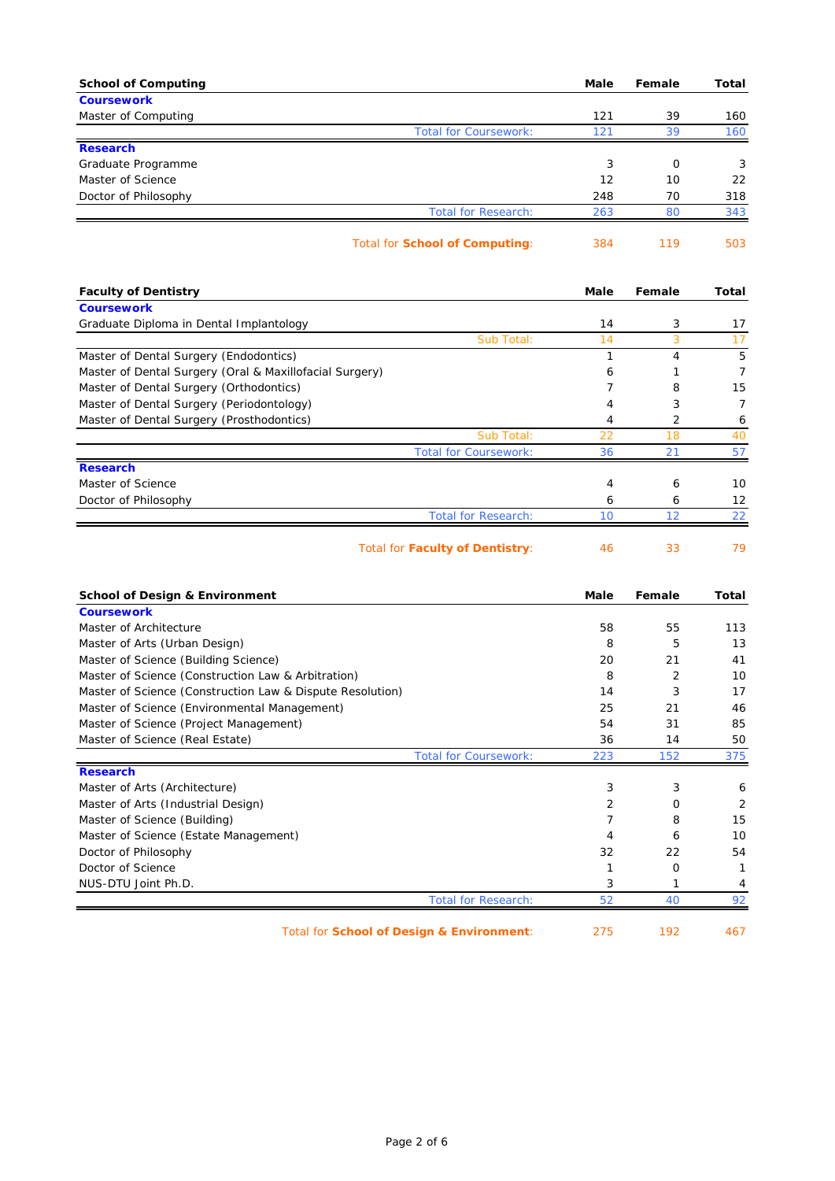| School of Computing | Male | Female | Total |
|---|---|---|---|
| **Coursework** | | | |
| Master of Computing | 121 | 39 | 160 |
| Total for Coursework: | 121 | 39 | 160 |
| **Research** | | | |
| Graduate Programme | 3 | 0 | 3 |
| Master of Science | 12 | 10 | 22 |
| Doctor of Philosophy | 248 | 70 | 318 |
| Total for Research: | 263 | 80 | 343 |
| Total for **School of Computing**: | 384 | 119 | 503 |

| Faculty of Dentistry | Male | Female | Total |
|---|---|---|---|
| **Coursework** | | | |
| Graduate Diploma in Dental Implantology | 14 | 3 | 17 |
| Sub Total: | 14 | 3 | 17 |
| Master of Dental Surgery (Endodontics) | 1 | 4 | 5 |
| Master of Dental Surgery (Oral & Maxillofacial Surgery) | 6 | 1 | 7 |
| Master of Dental Surgery (Orthodontics) | 7 | 8 | 15 |
| Master of Dental Surgery (Periodontology) | 4 | 3 | 7 |
| Master of Dental Surgery (Prosthodontics) | 4 | 2 | 6 |
| Sub Total: | 22 | 18 | 40 |
| Total for Coursework: | 36 | 21 | 57 |
| **Research** | | | |
| Master of Science | 4 | 6 | 10 |
| Doctor of Philosophy | 6 | 6 | 12 |
| Total for Research: | 10 | 12 | 22 |
| Total for **Faculty of Dentistry**: | 46 | 33 | 79 |

| School of Design & Environment | Male | Female | Total |
|---|---|---|---|
| **Coursework** | | | |
| Master of Architecture | 58 | 55 | 113 |
| Master of Arts (Urban Design) | 8 | 5 | 13 |
| Master of Science (Building Science) | 20 | 21 | 41 |
| Master of Science (Construction Law & Arbitration) | 8 | 2 | 10 |
| Master of Science (Construction Law & Dispute Resolution) | 14 | 3 | 17 |
| Master of Science (Environmental Management) | 25 | 21 | 46 |
| Master of Science (Project Management) | 54 | 31 | 85 |
| Master of Science (Real Estate) | 36 | 14 | 50 |
| Total for Coursework: | 223 | 152 | 375 |
| **Research** | | | |
| Master of Arts (Architecture) | 3 | 3 | 6 |
| Master of Arts (Industrial Design) | 2 | 0 | 2 |
| Master of Science (Building) | 7 | 8 | 15 |
| Master of Science (Estate Management) | 4 | 6 | 10 |
| Doctor of Philosophy | 32 | 22 | 54 |
| Doctor of Science | 1 | 0 | 1 |
| NUS-DTU Joint Ph.D. | 3 | 1 | 4 |
| Total for Research: | 52 | 40 | 92 |
| Total for **School of Design & Environment**: | 275 | 192 | 467 |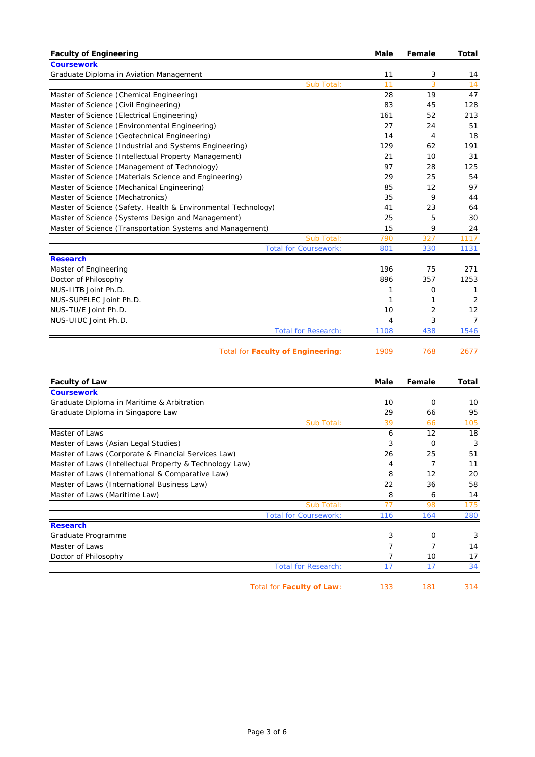| Faculty of Engineering | Male | Female | Total |
|---|---|---|---|
| **Coursework** | | | |
| Graduate Diploma in Aviation Management | 11 | 3 | 14 |
| Sub Total: | 11 | 3 | 14 |
| Master of Science (Chemical Engineering) | 28 | 19 | 47 |
| Master of Science (Civil Engineering) | 83 | 45 | 128 |
| Master of Science (Electrical Engineering) | 161 | 52 | 213 |
| Master of Science (Environmental Engineering) | 27 | 24 | 51 |
| Master of Science (Geotechnical Engineering) | 14 | 4 | 18 |
| Master of Science (Industrial and Systems Engineering) | 129 | 62 | 191 |
| Master of Science (Intellectual Property Management) | 21 | 10 | 31 |
| Master of Science (Management of Technology) | 97 | 28 | 125 |
| Master of Science (Materials Science and Engineering) | 29 | 25 | 54 |
| Master of Science (Mechanical Engineering) | 85 | 12 | 97 |
| Master of Science (Mechatronics) | 35 | 9 | 44 |
| Master of Science (Safety, Health & Environmental Technology) | 41 | 23 | 64 |
| Master of Science (Systems Design and Management) | 25 | 5 | 30 |
| Master of Science (Transportation Systems and Management) | 15 | 9 | 24 |
| Sub Total: | 790 | 327 | 1117 |
| Total for Coursework: | 801 | 330 | 1131 |
| **Research** | | | |
| Master of Engineering | 196 | 75 | 271 |
| Doctor of Philosophy | 896 | 357 | 1253 |
| NUS-IITB Joint Ph.D. | 1 | 0 | 1 |
| NUS-SUPELEC Joint Ph.D. | 1 | 1 | 2 |
| NUS-TU/E Joint Ph.D. | 10 | 2 | 12 |
| NUS-UIUC Joint Ph.D. | 4 | 3 | 7 |
| Total for Research: | 1108 | 438 | 1546 |
| Total for **Faculty of Engineering**: | 1909 | 768 | 2677 |

| Faculty of Law | Male | Female | Total |
|---|---|---|---|
| **Coursework** | | | |
| Graduate Diploma in Maritime & Arbitration | 10 | 0 | 10 |
| Graduate Diploma in Singapore Law | 29 | 66 | 95 |
| Sub Total: | 39 | 66 | 105 |
| Master of Laws | 6 | 12 | 18 |
| Master of Laws (Asian Legal Studies) | 3 | 0 | 3 |
| Master of Laws (Corporate & Financial Services Law) | 26 | 25 | 51 |
| Master of Laws (Intellectual Property & Technology Law) | 4 | 7 | 11 |
| Master of Laws (International & Comparative Law) | 8 | 12 | 20 |
| Master of Laws (International Business Law) | 22 | 36 | 58 |
| Master of Laws (Maritime Law) | 8 | 6 | 14 |
| Sub Total: | 77 | 98 | 175 |
| Total for Coursework: | 116 | 164 | 280 |
| **Research** | | | |
| Graduate Programme | 3 | 0 | 3 |
| Master of Laws | 7 | 7 | 14 |
| Doctor of Philosophy | 7 | 10 | 17 |
| Total for Research: | 17 | 17 | 34 |
| Total for **Faculty of Law**: | 133 | 181 | 314 |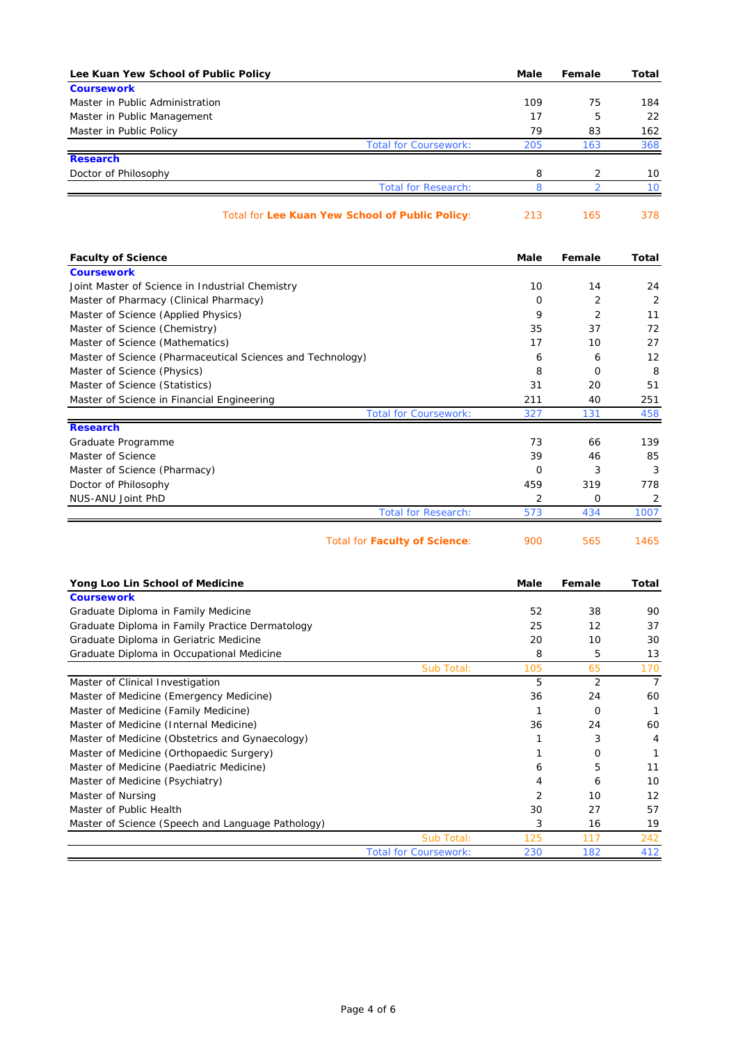| Lee Kuan Yew School of Public Policy | Male | Female | Total |
|---|---|---|---|
| **Coursework** | | | |
| Master in Public Administration | 109 | 75 | 184 |
| Master in Public Management | 17 | 5 | 22 |
| Master in Public Policy | 79 | 83 | 162 |
| Total for Coursework: | 205 | 163 | 368 |
| **Research** | | | |
| Doctor of Philosophy | 8 | 2 | 10 |
| Total for Research: | 8 | 2 | 10 |
| Total for **Lee Kuan Yew School of Public Policy**: | 213 | 165 | 378 |

| Faculty of Science | Male | Female | Total |
|---|---|---|---|
| **Coursework** | | | |
| Joint Master of Science in Industrial Chemistry | 10 | 14 | 24 |
| Master of Pharmacy (Clinical Pharmacy) | 0 | 2 | 2 |
| Master of Science (Applied Physics) | 9 | 2 | 11 |
| Master of Science (Chemistry) | 35 | 37 | 72 |
| Master of Science (Mathematics) | 17 | 10 | 27 |
| Master of Science (Pharmaceutical Sciences and Technology) | 6 | 6 | 12 |
| Master of Science (Physics) | 8 | 0 | 8 |
| Master of Science (Statistics) | 31 | 20 | 51 |
| Master of Science in Financial Engineering | 211 | 40 | 251 |
| Total for Coursework: | 327 | 131 | 458 |
| **Research** | | | |
| Graduate Programme | 73 | 66 | 139 |
| Master of Science | 39 | 46 | 85 |
| Master of Science (Pharmacy) | 0 | 3 | 3 |
| Doctor of Philosophy | 459 | 319 | 778 |
| NUS-ANU Joint PhD | 2 | 0 | 2 |
| Total for Research: | 573 | 434 | 1007 |
| Total for **Faculty of Science**: | 900 | 565 | 1465 |

| Yong Loo Lin School of Medicine | Male | Female | Total |
|---|---|---|---|
| **Coursework** | | | |
| Graduate Diploma in Family Medicine | 52 | 38 | 90 |
| Graduate Diploma in Family Practice Dermatology | 25 | 12 | 37 |
| Graduate Diploma in Geriatric Medicine | 20 | 10 | 30 |
| Graduate Diploma in Occupational Medicine | 8 | 5 | 13 |
| Sub Total: | 105 | 65 | 170 |
| Master of Clinical Investigation | 5 | 2 | 7 |
| Master of Medicine (Emergency Medicine) | 36 | 24 | 60 |
| Master of Medicine (Family Medicine) | 1 | 0 | 1 |
| Master of Medicine (Internal Medicine) | 36 | 24 | 60 |
| Master of Medicine (Obstetrics and Gynaecology) | 1 | 3 | 4 |
| Master of Medicine (Orthopaedic Surgery) | 1 | 0 | 1 |
| Master of Medicine (Paediatric Medicine) | 6 | 5 | 11 |
| Master of Medicine (Psychiatry) | 4 | 6 | 10 |
| Master of Nursing | 2 | 10 | 12 |
| Master of Public Health | 30 | 27 | 57 |
| Master of Science (Speech and Language Pathology) | 3 | 16 | 19 |
| Sub Total: | 125 | 117 | 242 |
| Total for Coursework: | 230 | 182 | 412 |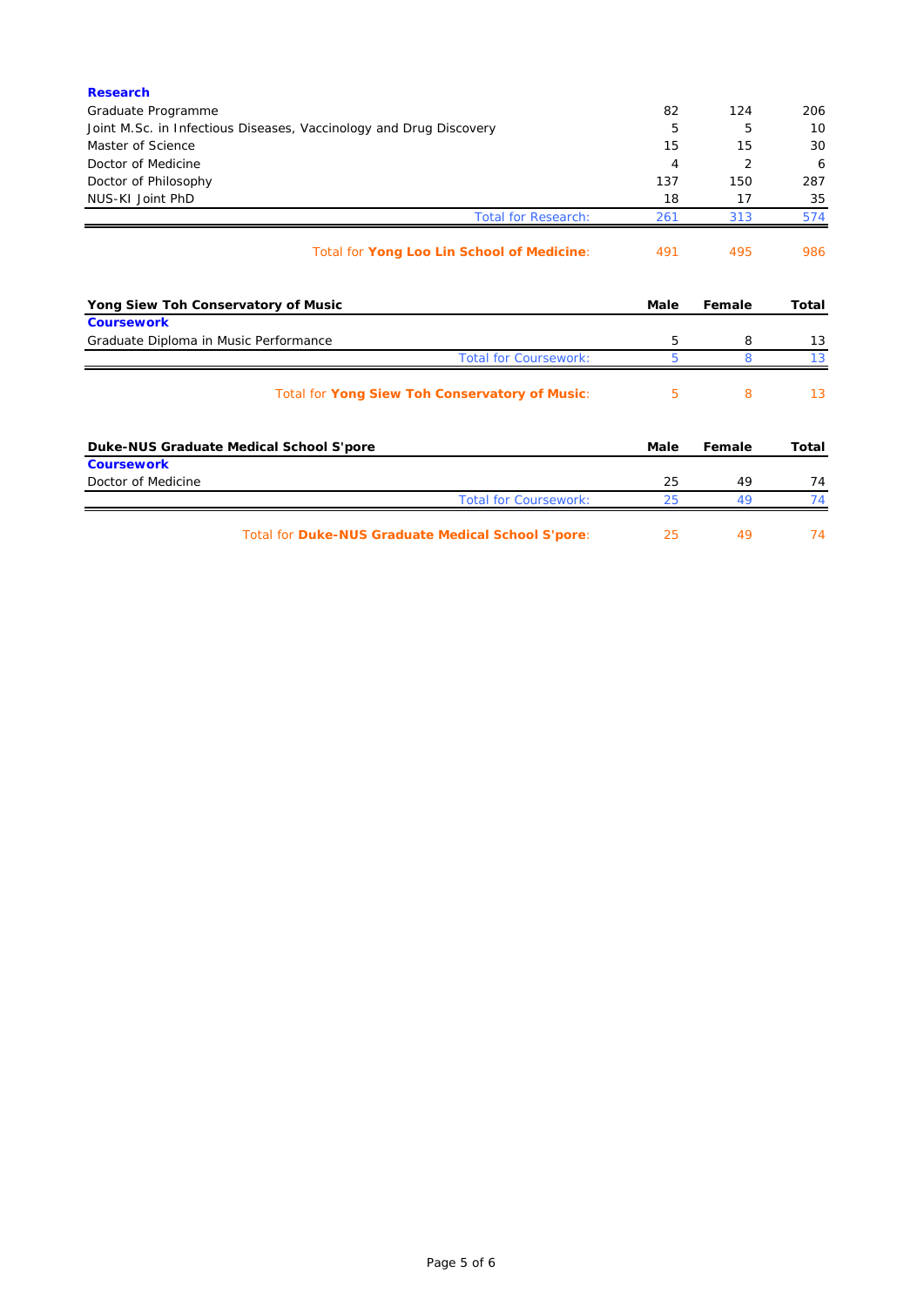| | Male | Female | Total |
|---|---|---|---|
| **Research** | | | |
| Graduate Programme | 82 | 124 | 206 |
| Joint M.Sc. in Infectious Diseases, Vaccinology and Drug Discovery | 5 | 5 | 10 |
| Master of Science | 15 | 15 | 30 |
| Doctor of Medicine | 4 | 2 | 6 |
| Doctor of Philosophy | 137 | 150 | 287 |
| NUS-KI Joint PhD | 18 | 17 | 35 |
| Total for Research: | 261 | 313 | 574 |
| Total for **Yong Loo Lin School of Medicine**: | 491 | 495 | 986 |

| Yong Siew Toh Conservatory of Music | Male | Female | Total |
|---|---|---|---|
| **Coursework** | | | |
| Graduate Diploma in Music Performance | 5 | 8 | 13 |
| Total for Coursework: | 5 | 8 | 13 |
| Total for **Yong Siew Toh Conservatory of Music**: | 5 | 8 | 13 |

| Duke-NUS Graduate Medical School S'pore | Male | Female | Total |
|---|---|---|---|
| **Coursework** | | | |
| Doctor of Medicine | 25 | 49 | 74 |
| Total for Coursework: | 25 | 49 | 74 |
| Total for **Duke-NUS Graduate Medical School S'pore**: | 25 | 49 | 74 |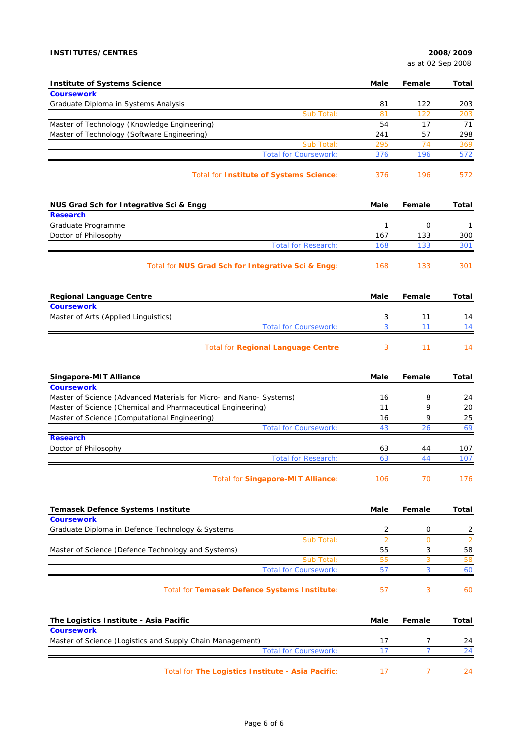**INSTITUTES/CENTRES** **2008/2009**

as at 02 Sep 2008

| **Institute of Systems Science** | **Male** | **Female** | **Total** |
|---|---|---|---|
| **Coursework** | | | |
| Graduate Diploma in Systems Analysis | 81 | 122 | 203 |
| Sub Total: | 81 | 122 | 203 |
| Master of Technology (Knowledge Engineering) | 54 | 17 | 71 |
| Master of Technology (Software Engineering) | 241 | 57 | 298 |
| Sub Total: | 295 | 74 | 369 |
| Total for Coursework: | 376 | 196 | 572 |
| Total for **Institute of Systems Science**: | 376 | 196 | 572 |

| **NUS Grad Sch for Integrative Sci & Engg** | **Male** | **Female** | **Total** |
|---|---|---|---|
| **Research** | | | |
| Graduate Programme | 1 | 0 | 1 |
| Doctor of Philosophy | 167 | 133 | 300 |
| Total for Research: | 168 | 133 | 301 |
| Total for **NUS Grad Sch for Integrative Sci & Engg**: | 168 | 133 | 301 |

| **Regional Language Centre** | **Male** | **Female** | **Total** |
|---|---|---|---|
| **Coursework** | | | |
| Master of Arts (Applied Linguistics) | 3 | 11 | 14 |
| Total for Coursework: | 3 | 11 | 14 |
| Total for **Regional Language Centre** | 3 | 11 | 14 |

| **Singapore-MIT Alliance** | **Male** | **Female** | **Total** |
|---|---|---|---|
| **Coursework** | | | |
| Master of Science (Advanced Materials for Micro- and Nano- Systems) | 16 | 8 | 24 |
| Master of Science (Chemical and Pharmaceutical Engineering) | 11 | 9 | 20 |
| Master of Science (Computational Engineering) | 16 | 9 | 25 |
| Total for Coursework: | 43 | 26 | 69 |
| **Research** | | | |
| Doctor of Philosophy | 63 | 44 | 107 |
| Total for Research: | 63 | 44 | 107 |
| Total for **Singapore-MIT Alliance**: | 106 | 70 | 176 |

| **Temasek Defence Systems Institute** | **Male** | **Female** | **Total** |
|---|---|---|---|
| **Coursework** | | | |
| Graduate Diploma in Defence Technology & Systems | 2 | 0 | 2 |
| Sub Total: | 2 | 0 | 2 |
| Master of Science (Defence Technology and Systems) | 55 | 3 | 58 |
| Sub Total: | 55 | 3 | 58 |
| Total for Coursework: | 57 | 3 | 60 |
| Total for **Temasek Defence Systems Institute**: | 57 | 3 | 60 |

| **The Logistics Institute - Asia Pacific** | **Male** | **Female** | **Total** |
|---|---|---|---|
| **Coursework** | | | |
| Master of Science (Logistics and Supply Chain Management) | 17 | 7 | 24 |
| Total for Coursework: | 17 | 7 | 24 |
| Total for **The Logistics Institute - Asia Pacific**: | 17 | 7 | 24 |